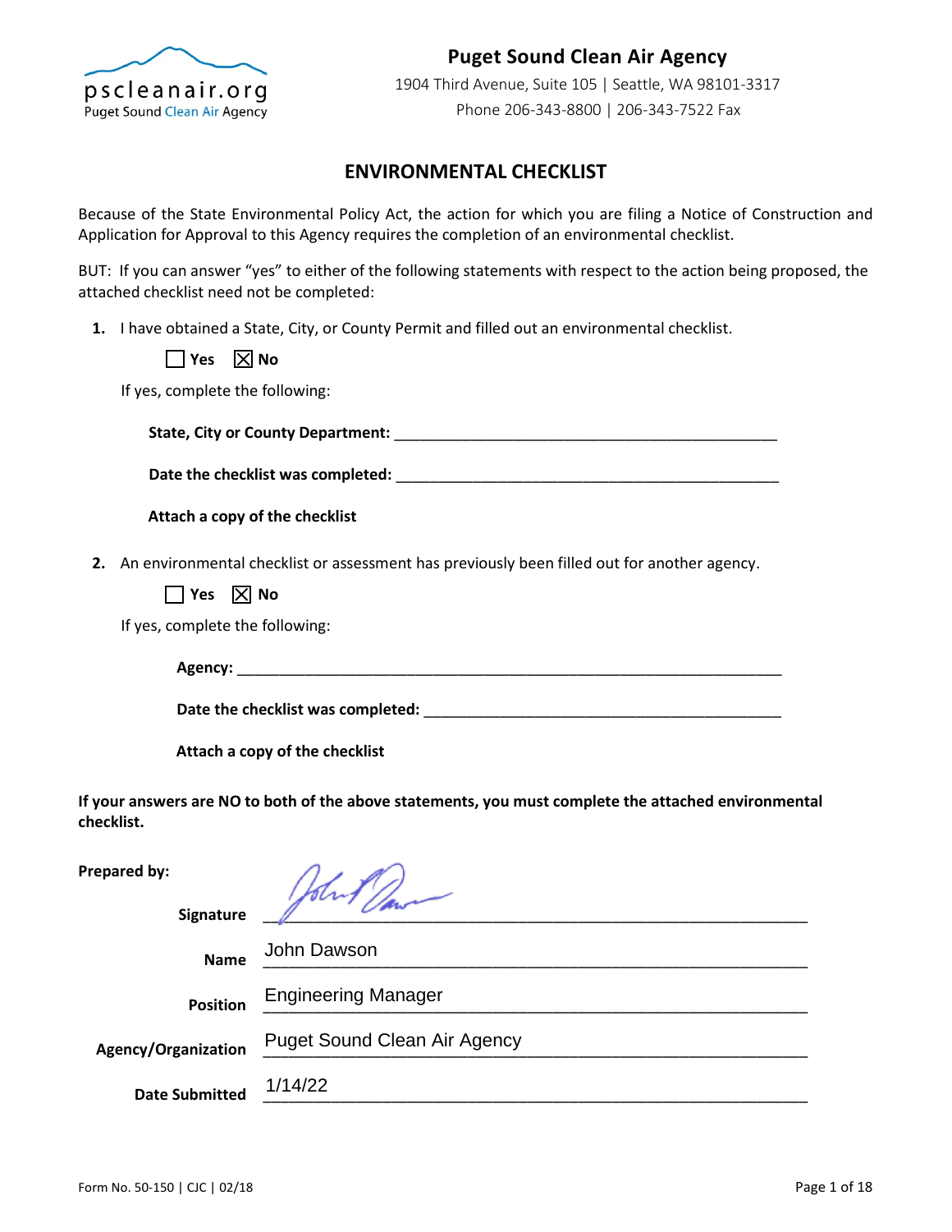**Puget Sound Clean Air Agency**

1904 Third Avenue, Suite 105 | Seattle, WA 98101-3317

Phone 206-343-8800 | 206-343-7522 Fax

## ENVIRONMENTAL CHECKLIST

Because of the State Environmental Policy Act, the action for which you are filing a Notice of Construction and Application for Approval to this Agency requires the completion of an environmental checklist.

BUT: If you can answer "yes" to either of the following statements with respect to the action being proposed, the attached checklist need not be completed:

1. I have obtained a State, City, or County Permit and filled out an environmental checklist.

   ☐ **Yes** ☒ **No**

   If yes, complete the following:

   **State, City or County Department:** ______________________________

   **Date the checklist was completed:** ______________________________

   **Attach a copy of the checklist**

2. An environmental checklist or assessment has previously been filled out for another agency.

   ☐ **Yes** ☒ **No**

   If yes, complete the following:

   **Agency:** ______________________________

   **Date the checklist was completed:** ______________________________

   **Attach a copy of the checklist**

**If your answers are NO to both of the above statements, you must complete the attached environmental checklist.**

**Prepared by:**

**Signature** [signature]

**Name** John Dawson

**Position** Engineering Manager

**Agency/Organization** Puget Sound Clean Air Agency

**Date Submitted** 1/14/22

Form No. 50-150 | CJC | 02/18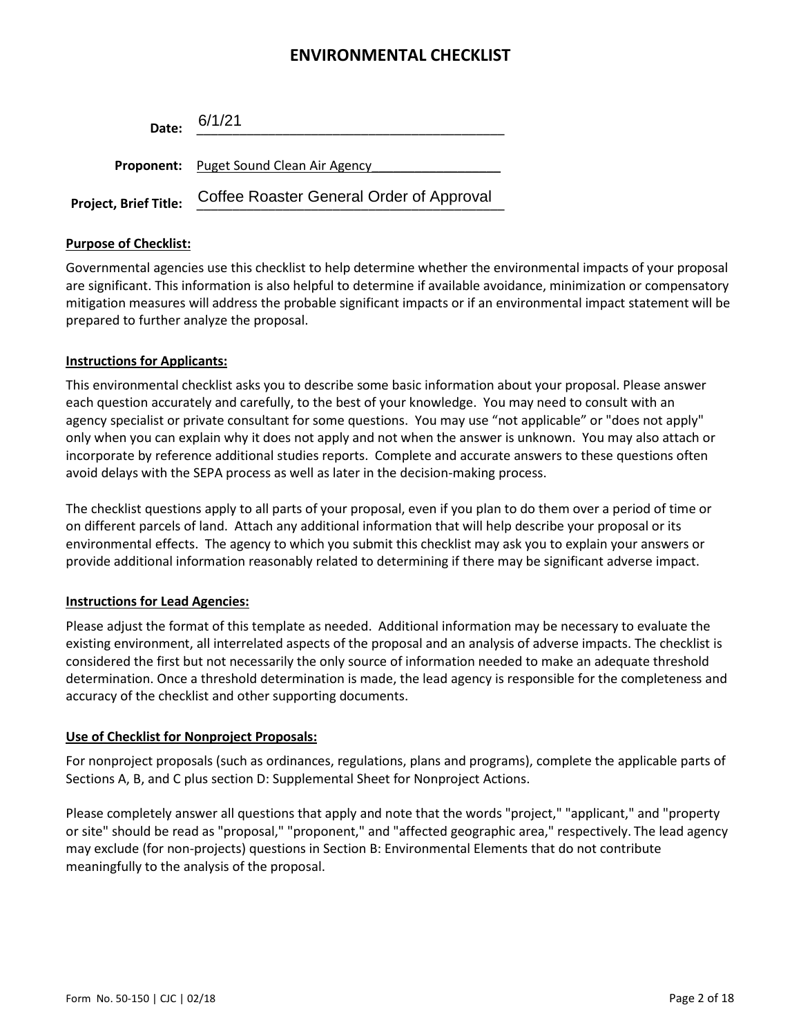# ENVIRONMENTAL CHECKLIST

**Date:** 6/1/21

**Proponent:** Puget Sound Clean Air Agency

**Project, Brief Title:** Coffee Roaster General Order of Approval

**Purpose of Checklist:**

Governmental agencies use this checklist to help determine whether the environmental impacts of your proposal are significant. This information is also helpful to determine if available avoidance, minimization or compensatory mitigation measures will address the probable significant impacts or if an environmental impact statement will be prepared to further analyze the proposal.

**Instructions for Applicants:**

This environmental checklist asks you to describe some basic information about your proposal. Please answer each question accurately and carefully, to the best of your knowledge. You may need to consult with an agency specialist or private consultant for some questions. You may use "not applicable" or "does not apply" only when you can explain why it does not apply and not when the answer is unknown. You may also attach or incorporate by reference additional studies reports. Complete and accurate answers to these questions often avoid delays with the SEPA process as well as later in the decision-making process.

The checklist questions apply to all parts of your proposal, even if you plan to do them over a period of time or on different parcels of land. Attach any additional information that will help describe your proposal or its environmental effects. The agency to which you submit this checklist may ask you to explain your answers or provide additional information reasonably related to determining if there may be significant adverse impact.

**Instructions for Lead Agencies:**

Please adjust the format of this template as needed. Additional information may be necessary to evaluate the existing environment, all interrelated aspects of the proposal and an analysis of adverse impacts. The checklist is considered the first but not necessarily the only source of information needed to make an adequate threshold determination. Once a threshold determination is made, the lead agency is responsible for the completeness and accuracy of the checklist and other supporting documents.

**Use of Checklist for Nonproject Proposals:**

For nonproject proposals (such as ordinances, regulations, plans and programs), complete the applicable parts of Sections A, B, and C plus section D: Supplemental Sheet for Nonproject Actions.

Please completely answer all questions that apply and note that the words "project," "applicant," and "property or site" should be read as "proposal," "proponent," and "affected geographic area," respectively. The lead agency may exclude (for non-projects) questions in Section B: Environmental Elements that do not contribute meaningfully to the analysis of the proposal.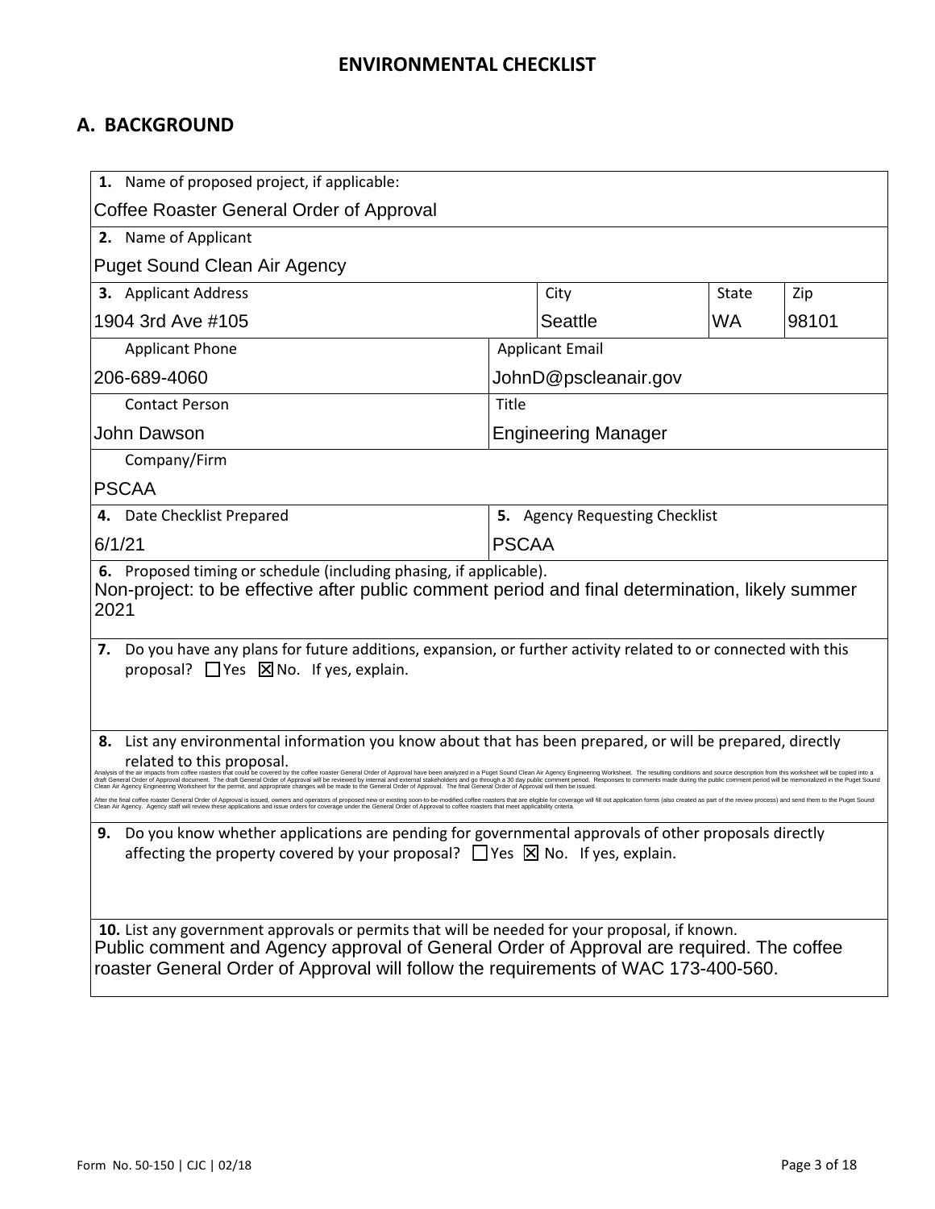# ENVIRONMENTAL CHECKLIST

## A. BACKGROUND

**1.** Name of proposed project, if applicable:

Coffee Roaster General Order of Approval

**2.** Name of Applicant

Puget Sound Clean Air Agency

| **3.** Applicant Address | City | State | Zip |
|---|---|---|---|
| 1904 3rd Ave #105 | Seattle | WA | 98101 |

| Applicant Phone | Applicant Email |
|---|---|
| 206-689-4060 | JohnD@pscleanair.gov |

| Contact Person | Title |
|---|---|
| John Dawson | Engineering Manager |

Company/Firm

PSCAA

| **4.** Date Checklist Prepared | **5.** Agency Requesting Checklist |
|---|---|
| 6/1/21 | PSCAA |

**6.** Proposed timing or schedule (including phasing, if applicable).

Non-project: to be effective after public comment period and final determination, likely summer 2021

**7.** Do you have any plans for future additions, expansion, or further activity related to or connected with this proposal? ☐ Yes ☒ No. If yes, explain.

**8.** List any environmental information you know about that has been prepared, or will be prepared, directly related to this proposal.

Analysis of the air impacts from coffee roasters that could be covered by the coffee roaster General Order of Approval have been analyzed in a Puget Sound Clean Air Agency Engineering Worksheet. The resulting conditions and source description from this worksheet will be copied into a draft General Order of Approval document. The draft General Order of Approval will be reviewed by internal and external stakeholders and go through a 30 day public comment period. Responses to comments made during the public comment period will be memorialized in the Puget Sound Clean Air Agency Engineering Worksheet for the permit, and appropriate changes will be made to the General Order of Approval. The final General Order of Approval will then be issued.

After the final coffee roaster General Order of Approval is issued, owners and operators of proposed new or existing soon-to-be-modified coffee roasters that are eligible for coverage will fill out application forms (also created as part of the review process) and send them to the Puget Sound Clean Air Agency. Agency staff will review these applications and issue orders for coverage under the General Order of Approval to coffee roasters that meet applicability criteria.

**9.** Do you know whether applications are pending for governmental approvals of other proposals directly affecting the property covered by your proposal? ☐ Yes ☒ No. If yes, explain.

**10.** List any government approvals or permits that will be needed for your proposal, if known.

Public comment and Agency approval of General Order of Approval are required. The coffee roaster General Order of Approval will follow the requirements of WAC 173-400-560.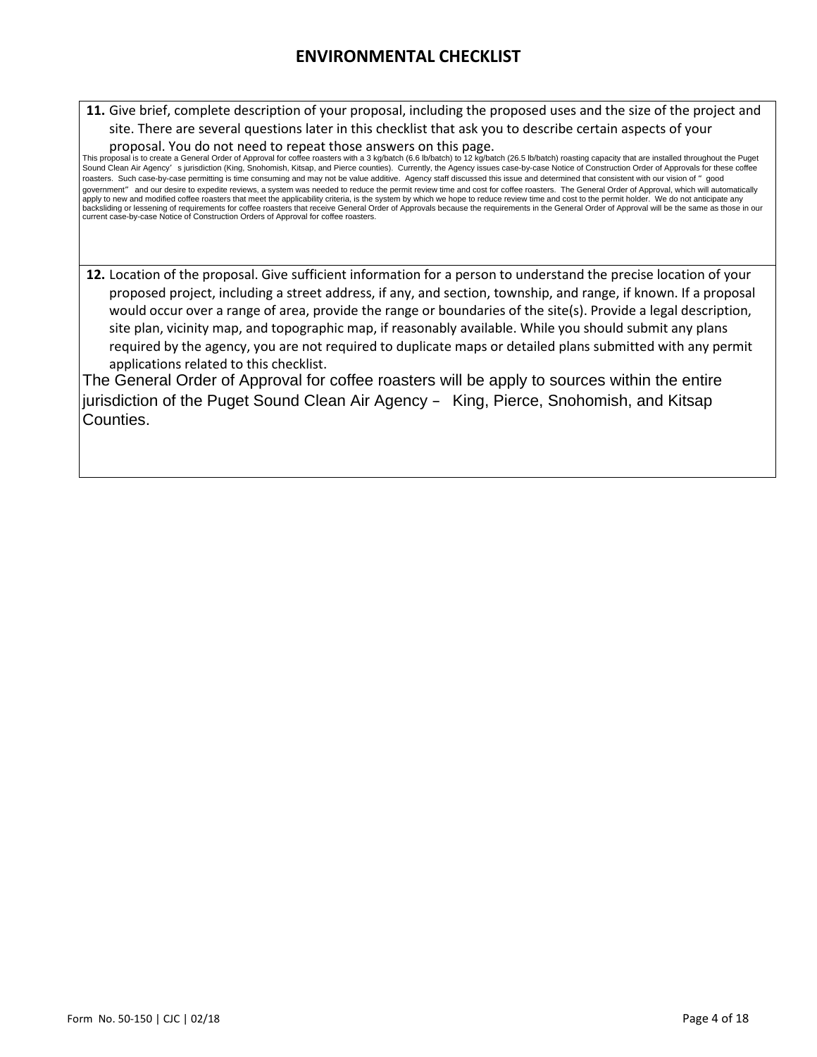# ENVIRONMENTAL CHECKLIST

**11.** Give brief, complete description of your proposal, including the proposed uses and the size of the project and site. There are several questions later in this checklist that ask you to describe certain aspects of your proposal. You do not need to repeat those answers on this page.

This proposal is to create a General Order of Approval for coffee roasters with a 3 kg/batch (6.6 lb/batch) to 12 kg/batch (26.5 lb/batch) roasting capacity that are installed throughout the Puget Sound Clean Air Agency's jurisdiction (King, Snohomish, Kitsap, and Pierce counties). Currently, the Agency issues case-by-case Notice of Construction Order of Approvals for these coffee roasters. Such case-by-case permitting is time consuming and may not be value additive. Agency staff discussed this issue and determined that consistent with our vision of "good government" and our desire to expedite reviews, a system was needed to reduce the permit review time and cost for coffee roasters. The General Order of Approval, which will automatically apply to new and modified coffee roasters that meet the applicability criteria, is the system by which we hope to reduce review time and cost to the permit holder. We do not anticipate any backsliding or lessening of requirements for coffee roasters that receive General Order of Approvals because the requirements in the General Order of Approval will be the same as those in our current case-by-case Notice of Construction Orders of Approval for coffee roasters.

**12.** Location of the proposal. Give sufficient information for a person to understand the precise location of your proposed project, including a street address, if any, and section, township, and range, if known. If a proposal would occur over a range of area, provide the range or boundaries of the site(s). Provide a legal description, site plan, vicinity map, and topographic map, if reasonably available. While you should submit any plans required by the agency, you are not required to duplicate maps or detailed plans submitted with any permit applications related to this checklist.

The General Order of Approval for coffee roasters will be apply to sources within the entire jurisdiction of the Puget Sound Clean Air Agency – King, Pierce, Snohomish, and Kitsap Counties.

Form No. 50-150 | CJC | 02/18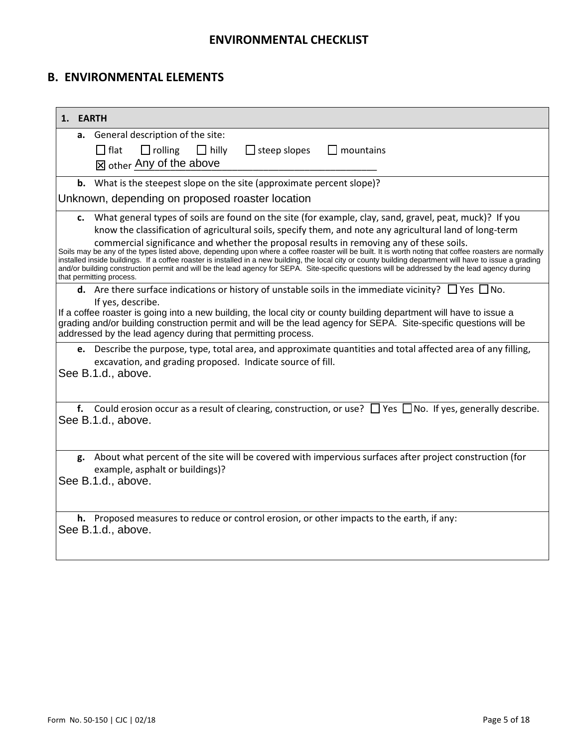## ENVIRONMENTAL CHECKLIST

## B. ENVIRONMENTAL ELEMENTS

### 1. EARTH

**a.** General description of the site:

☐ flat ☐ rolling ☐ hilly ☐ steep slopes ☐ mountains

☒ other Any of the above

**b.** What is the steepest slope on the site (approximate percent slope)?

Unknown, depending on proposed roaster location

**c.** What general types of soils are found on the site (for example, clay, sand, gravel, peat, muck)? If you know the classification of agricultural soils, specify them, and note any agricultural land of long-term commercial significance and whether the proposal results in removing any of these soils.

Soils may be any of the types listed above, depending upon where a coffee roaster will be built. It is worth noting that coffee roasters are normally installed inside buildings. If a coffee roaster is installed in a new building, the local city or county building department will have to issue a grading and/or building construction permit and will be the lead agency for SEPA. Site-specific questions will be addressed by the lead agency during that permitting process.

**d.** Are there surface indications or history of unstable soils in the immediate vicinity? ☐ Yes ☐ No. If yes, describe.

If a coffee roaster is going into a new building, the local city or county building department will have to issue a grading and/or building construction permit and will be the lead agency for SEPA. Site-specific questions will be addressed by the lead agency during that permitting process.

**e.** Describe the purpose, type, total area, and approximate quantities and total affected area of any filling, excavation, and grading proposed. Indicate source of fill.

See B.1.d., above.

**f.** Could erosion occur as a result of clearing, construction, or use? ☐ Yes ☐ No. If yes, generally describe.

See B.1.d., above.

**g.** About what percent of the site will be covered with impervious surfaces after project construction (for example, asphalt or buildings)?

See B.1.d., above.

**h.** Proposed measures to reduce or control erosion, or other impacts to the earth, if any:

See B.1.d., above.

Form No. 50-150 | CJC | 02/18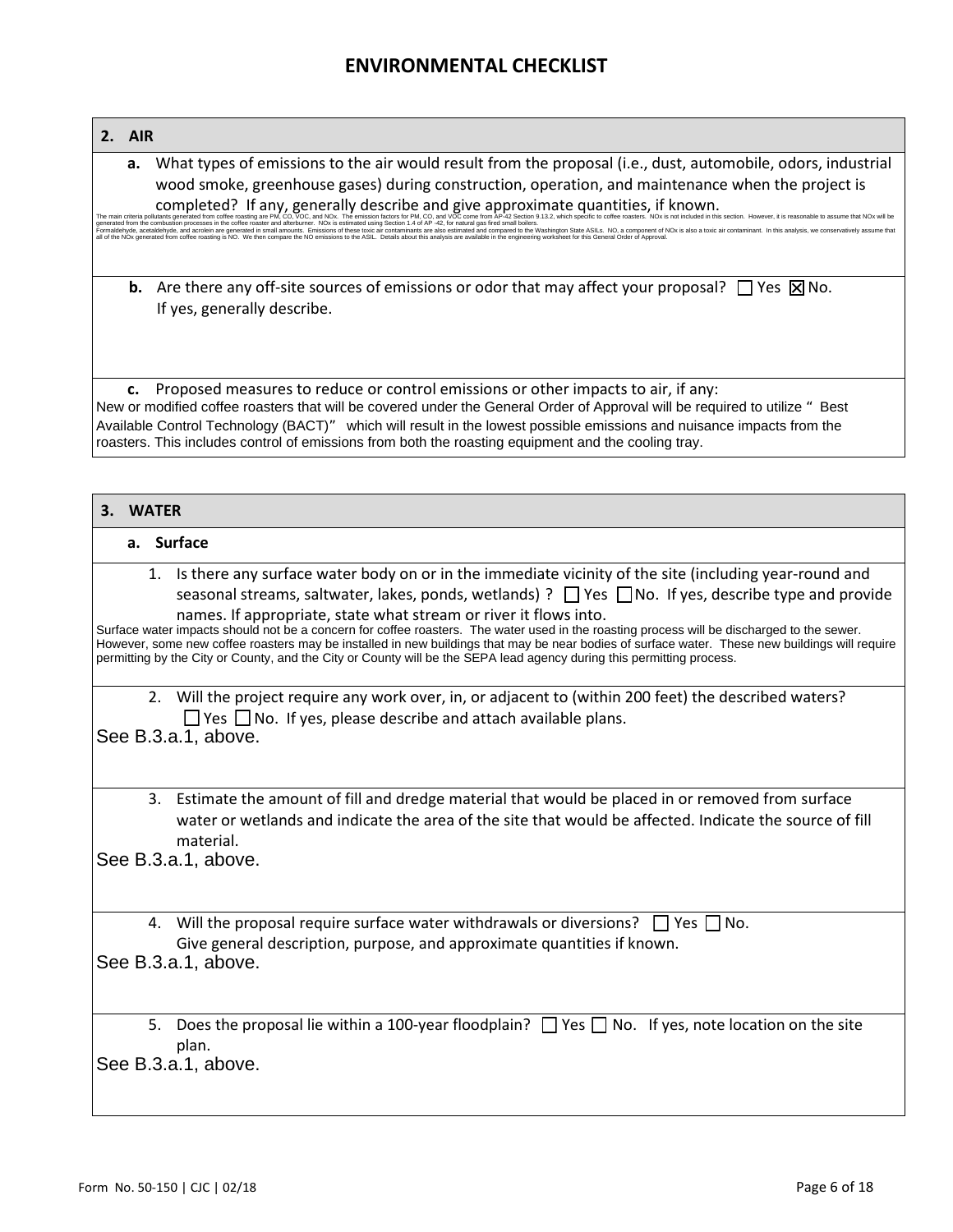## ENVIRONMENTAL CHECKLIST

### 2. AIR

**a.** What types of emissions to the air would result from the proposal (i.e., dust, automobile, odors, industrial wood smoke, greenhouse gases) during construction, operation, and maintenance when the project is completed? If any, generally describe and give approximate quantities, if known.

The main criteria pollutants generated from coffee roasting are PM, CO, VOC, and NOx. The emission factors for PM, CO, and VOC come from AP-42 Section 9.13.2, which specific to coffee roasters. NOx is not included in this section. However, it is reasonable to assume that NOx will be generated from the combustion processes in the coffee roaster and afterburner. NOx is estimated using Section 1.4 of AP -42, for natural gas fired small boilers.
Formaldehyde, acetaldehyde, and acrolein are generated in small amounts. Emissions of these toxic air contaminants are also estimated and compared to the Washington State ASILs. NO, a component of NOx is also a toxic air contaminant. In this analysis, we conservatively assume that all of the NOx generated from coffee roasting is NO. We then compare the NO emissions to the ASIL. Details about this analysis are available in the engineering worksheet for this General Order of Approval.

**b.** Are there any off-site sources of emissions or odor that may affect your proposal? ☐ Yes ☒ No. If yes, generally describe.

**c.** Proposed measures to reduce or control emissions or other impacts to air, if any:

New or modified coffee roasters that will be covered under the General Order of Approval will be required to utilize " Best Available Control Technology (BACT)" which will result in the lowest possible emissions and nuisance impacts from the roasters. This includes control of emissions from both the roasting equipment and the cooling tray.

### 3. WATER

#### a. Surface

1. Is there any surface water body on or in the immediate vicinity of the site (including year-round and seasonal streams, saltwater, lakes, ponds, wetlands) ? ☐ Yes ☐ No. If yes, describe type and provide names. If appropriate, state what stream or river it flows into.

Surface water impacts should not be a concern for coffee roasters. The water used in the roasting process will be discharged to the sewer. However, some new coffee roasters may be installed in new buildings that may be near bodies of surface water. These new buildings will require permitting by the City or County, and the City or County will be the SEPA lead agency during this permitting process.

2. Will the project require any work over, in, or adjacent to (within 200 feet) the described waters? ☐ Yes ☐ No. If yes, please describe and attach available plans.

See B.3.a.1, above.

3. Estimate the amount of fill and dredge material that would be placed in or removed from surface water or wetlands and indicate the area of the site that would be affected. Indicate the source of fill material.

See B.3.a.1, above.

4. Will the proposal require surface water withdrawals or diversions? ☐ Yes ☐ No. Give general description, purpose, and approximate quantities if known.

See B.3.a.1, above.

5. Does the proposal lie within a 100-year floodplain? ☐ Yes ☐ No. If yes, note location on the site plan.

See B.3.a.1, above.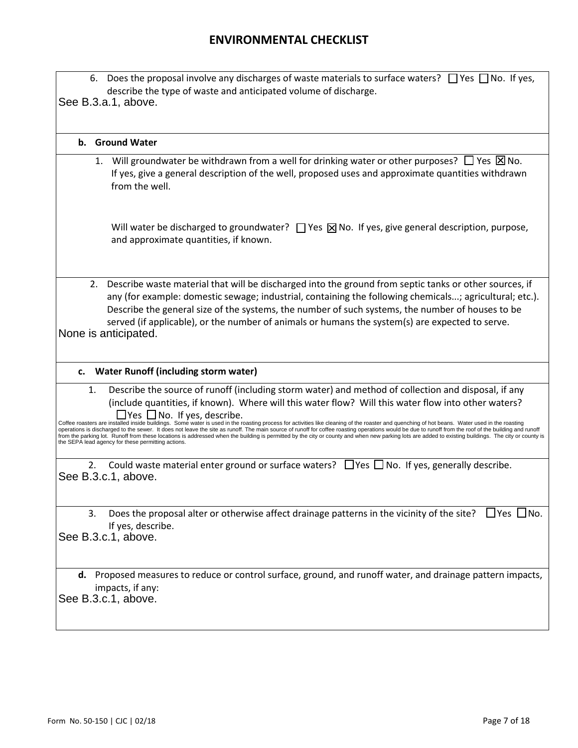# ENVIRONMENTAL CHECKLIST

6. Does the proposal involve any discharges of waste materials to surface waters? ☐ Yes ☐ No. If yes, describe the type of waste and anticipated volume of discharge.

See B.3.a.1, above.

**b. Ground Water**

1. Will groundwater be withdrawn from a well for drinking water or other purposes? ☐ Yes ☒ No. If yes, give a general description of the well, proposed uses and approximate quantities withdrawn from the well.

   Will water be discharged to groundwater? ☐ Yes ☒ No. If yes, give general description, purpose, and approximate quantities, if known.

2. Describe waste material that will be discharged into the ground from septic tanks or other sources, if any (for example: domestic sewage; industrial, containing the following chemicals...; agricultural; etc.). Describe the general size of the systems, the number of such systems, the number of houses to be served (if applicable), or the number of animals or humans the system(s) are expected to serve.

None is anticipated.

**c. Water Runoff (including storm water)**

1. Describe the source of runoff (including storm water) and method of collection and disposal, if any (include quantities, if known). Where will this water flow? Will this water flow into other waters? ☐ Yes ☐ No. If yes, describe.

Coffee roasters are installed inside buildings. Some water is used in the roasting process for activities like cleaning of the roaster and quenching of hot beans. Water used in the roasting operations is discharged to the sewer. It does not leave the site as runoff. The main source of runoff for coffee roasting operations would be due to runoff from the roof of the building and runoff from the parking lot. Runoff from these locations is addressed when the building is permitted by the city or county and when new parking lots are added to existing buildings. The city or county is the SEPA lead agency for these permitting actions.

2. Could waste material enter ground or surface waters? ☐ Yes ☐ No. If yes, generally describe.

See B.3.c.1, above.

3. Does the proposal alter or otherwise affect drainage patterns in the vicinity of the site? ☐ Yes ☐ No. If yes, describe.

See B.3.c.1, above.

**d.** Proposed measures to reduce or control surface, ground, and runoff water, and drainage pattern impacts, impacts, if any:

See B.3.c.1, above.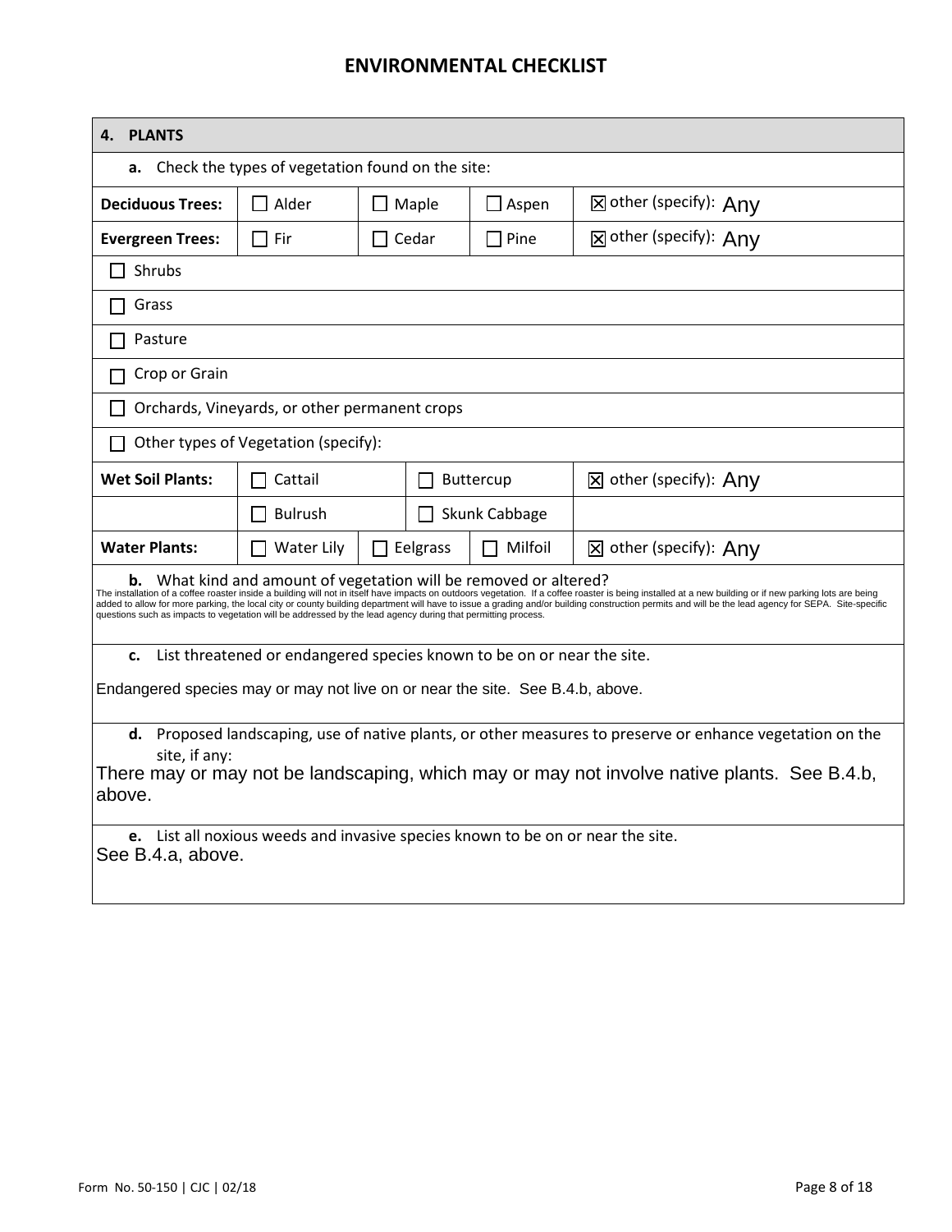# ENVIRONMENTAL CHECKLIST

| **4. PLANTS** | | | | |
|---|---|---|---|---|
| **a.** Check the types of vegetation found on the site: | | | | |
| **Deciduous Trees:** | ☐ Alder | ☐ Maple | ☐ Aspen | ☒ other (specify): Any |
| **Evergreen Trees:** | ☐ Fir | ☐ Cedar | ☐ Pine | ☒ other (specify): Any |
| ☐ Shrubs | | | | |
| ☐ Grass | | | | |
| ☐ Pasture | | | | |
| ☐ Crop or Grain | | | | |
| ☐ Orchards, Vineyards, or other permanent crops | | | | |
| ☐ Other types of Vegetation (specify): | | | | |
| **Wet Soil Plants:** | ☐ Cattail | ☐ Buttercup | | ☒ other (specify): Any |
| | ☐ Bulrush | ☐ Skunk Cabbage | | |
| **Water Plants:** | ☐ Water Lily | ☐ Eelgrass | ☐ Milfoil | ☒ other (specify): Any |

**b.** What kind and amount of vegetation will be removed or altered?

The installation of a coffee roaster inside a building will not in itself have impacts on outdoors vegetation. If a coffee roaster is being installed at a new building or if new parking lots are being added to allow for more parking, the local city or county building department will have to issue a grading and/or building construction permits and will be the lead agency for SEPA. Site-specific questions such as impacts to vegetation will be addressed by the lead agency during that permitting process.

**c.** List threatened or endangered species known to be on or near the site.

Endangered species may or may not live on or near the site. See B.4.b, above.

**d.** Proposed landscaping, use of native plants, or other measures to preserve or enhance vegetation on the site, if any:

There may or may not be landscaping, which may or may not involve native plants. See B.4.b, above.

**e.** List all noxious weeds and invasive species known to be on or near the site.

See B.4.a, above.

Form No. 50-150 | CJC | 02/18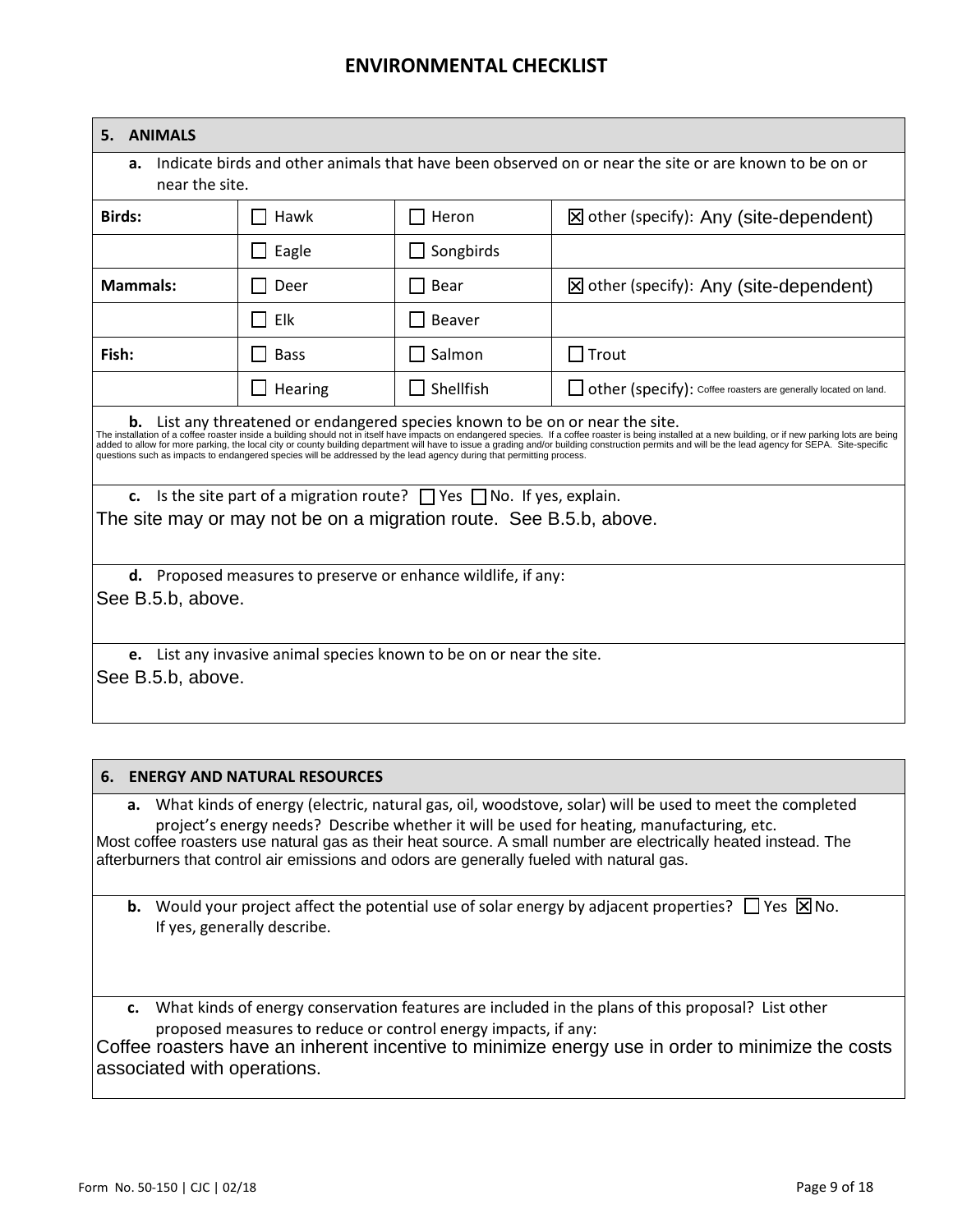# ENVIRONMENTAL CHECKLIST

## 5. ANIMALS

**a.** Indicate birds and other animals that have been observed on or near the site or are known to be on or near the site.

| | | | |
|---|---|---|---|
| **Birds:** | ☐ Hawk | ☐ Heron | ☒ other (specify): Any (site-dependent) |
| | ☐ Eagle | ☐ Songbirds | |
| **Mammals:** | ☐ Deer | ☐ Bear | ☒ other (specify): Any (site-dependent) |
| | ☐ Elk | ☐ Beaver | |
| **Fish:** | ☐ Bass | ☐ Salmon | ☐ Trout |
| | ☐ Hearing | ☐ Shellfish | ☐ other (specify): Coffee roasters are generally located on land. |

**b.** List any threatened or endangered species known to be on or near the site.

The installation of a coffee roaster inside a building should not in itself have impacts on endangered species. If a coffee roaster is being installed at a new building, or if new parking lots are being added to allow for more parking, the local city or county building department will have to issue a grading and/or building construction permits and will be the lead agency for SEPA. Site-specific questions such as impacts to endangered species will be addressed by the lead agency during that permitting process.

**c.** Is the site part of a migration route? ☐ Yes ☐ No. If yes, explain.

The site may or may not be on a migration route. See B.5.b, above.

**d.** Proposed measures to preserve or enhance wildlife, if any:

See B.5.b, above.

**e.** List any invasive animal species known to be on or near the site.

See B.5.b, above.

## 6. ENERGY AND NATURAL RESOURCES

**a.** What kinds of energy (electric, natural gas, oil, woodstove, solar) will be used to meet the completed project's energy needs? Describe whether it will be used for heating, manufacturing, etc.

Most coffee roasters use natural gas as their heat source. A small number are electrically heated instead. The afterburners that control air emissions and odors are generally fueled with natural gas.

**b.** Would your project affect the potential use of solar energy by adjacent properties? ☐ Yes ☒ No. If yes, generally describe.

**c.** What kinds of energy conservation features are included in the plans of this proposal? List other proposed measures to reduce or control energy impacts, if any:

Coffee roasters have an inherent incentive to minimize energy use in order to minimize the costs associated with operations.

Form No. 50-150 | CJC | 02/18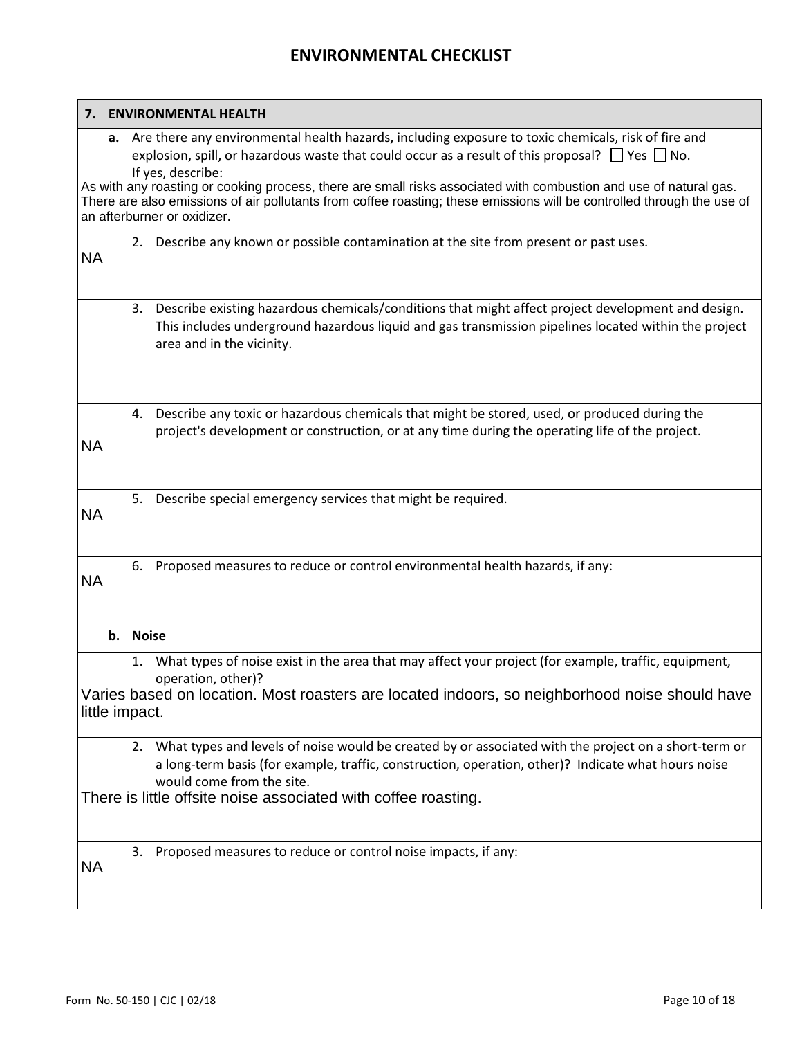# ENVIRONMENTAL CHECKLIST

## 7. ENVIRONMENTAL HEALTH

**a.** Are there any environmental health hazards, including exposure to toxic chemicals, risk of fire and explosion, spill, or hazardous waste that could occur as a result of this proposal? ☐ Yes ☐ No.
If yes, describe:

As with any roasting or cooking process, there are small risks associated with combustion and use of natural gas. There are also emissions of air pollutants from coffee roasting; these emissions will be controlled through the use of an afterburner or oxidizer.

2. Describe any known or possible contamination at the site from present or past uses.

NA

3. Describe existing hazardous chemicals/conditions that might affect project development and design. This includes underground hazardous liquid and gas transmission pipelines located within the project area and in the vicinity.

4. Describe any toxic or hazardous chemicals that might be stored, used, or produced during the project's development or construction, or at any time during the operating life of the project.

NA

5. Describe special emergency services that might be required.

NA

6. Proposed measures to reduce or control environmental health hazards, if any:

NA

**b. Noise**

1. What types of noise exist in the area that may affect your project (for example, traffic, equipment, operation, other)?

Varies based on location. Most roasters are located indoors, so neighborhood noise should have little impact.

2. What types and levels of noise would be created by or associated with the project on a short-term or a long-term basis (for example, traffic, construction, operation, other)? Indicate what hours noise would come from the site.

There is little offsite noise associated with coffee roasting.

3. Proposed measures to reduce or control noise impacts, if any:

NA

Form No. 50-150 | CJC | 02/18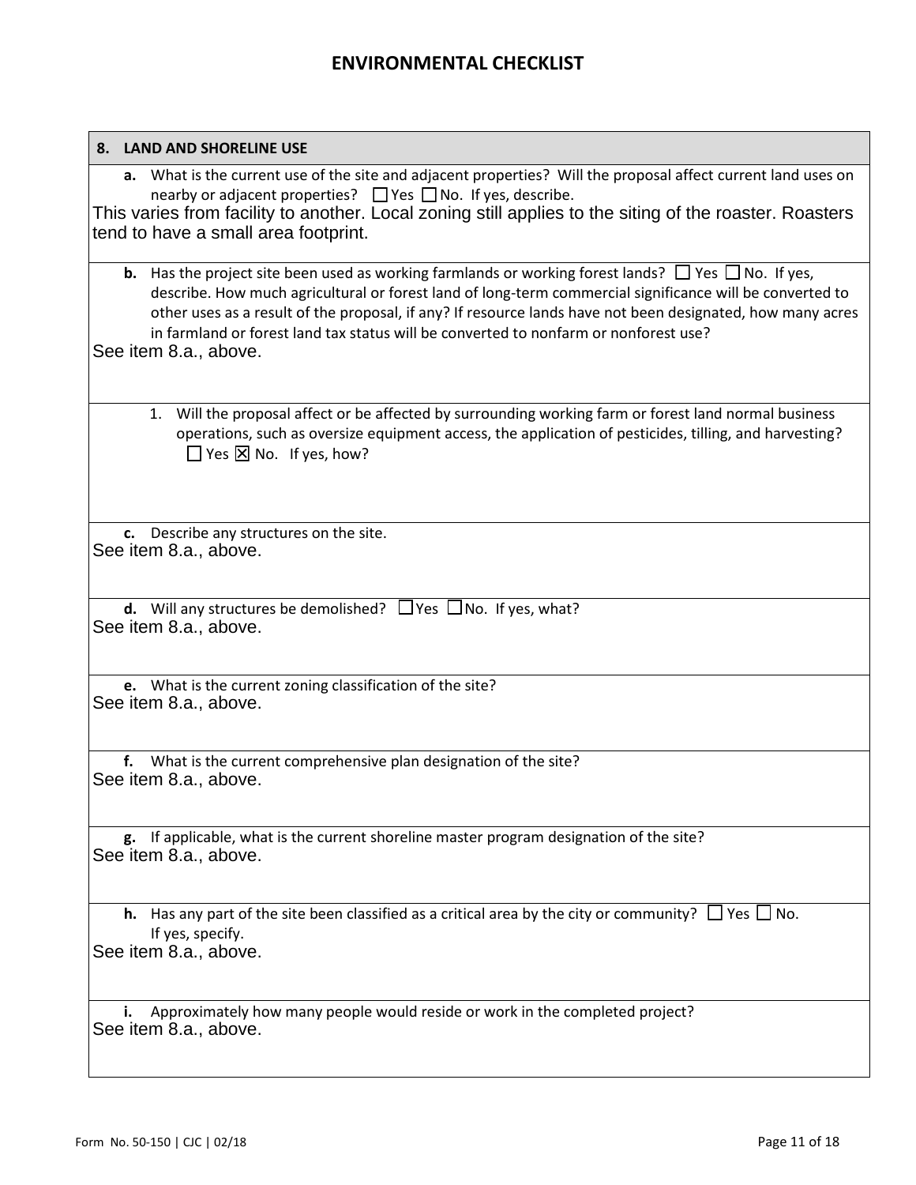# ENVIRONMENTAL CHECKLIST

## 8. LAND AND SHORELINE USE

**a.** What is the current use of the site and adjacent properties? Will the proposal affect current land uses on nearby or adjacent properties? ☐ Yes ☐ No. If yes, describe.

This varies from facility to another. Local zoning still applies to the siting of the roaster. Roasters tend to have a small area footprint.

**b.** Has the project site been used as working farmlands or working forest lands? ☐ Yes ☐ No. If yes, describe. How much agricultural or forest land of long-term commercial significance will be converted to other uses as a result of the proposal, if any? If resource lands have not been designated, how many acres in farmland or forest land tax status will be converted to nonfarm or nonforest use?

See item 8.a., above.

1. Will the proposal affect or be affected by surrounding working farm or forest land normal business operations, such as oversize equipment access, the application of pesticides, tilling, and harvesting? ☐ Yes ☒ No. If yes, how?

**c.** Describe any structures on the site.

See item 8.a., above.

**d.** Will any structures be demolished? ☐ Yes ☐ No. If yes, what?

See item 8.a., above.

**e.** What is the current zoning classification of the site?

See item 8.a., above.

**f.** What is the current comprehensive plan designation of the site?

See item 8.a., above.

**g.** If applicable, what is the current shoreline master program designation of the site?

See item 8.a., above.

**h.** Has any part of the site been classified as a critical area by the city or community? ☐ Yes ☐ No. If yes, specify.

See item 8.a., above.

**i.** Approximately how many people would reside or work in the completed project?

See item 8.a., above.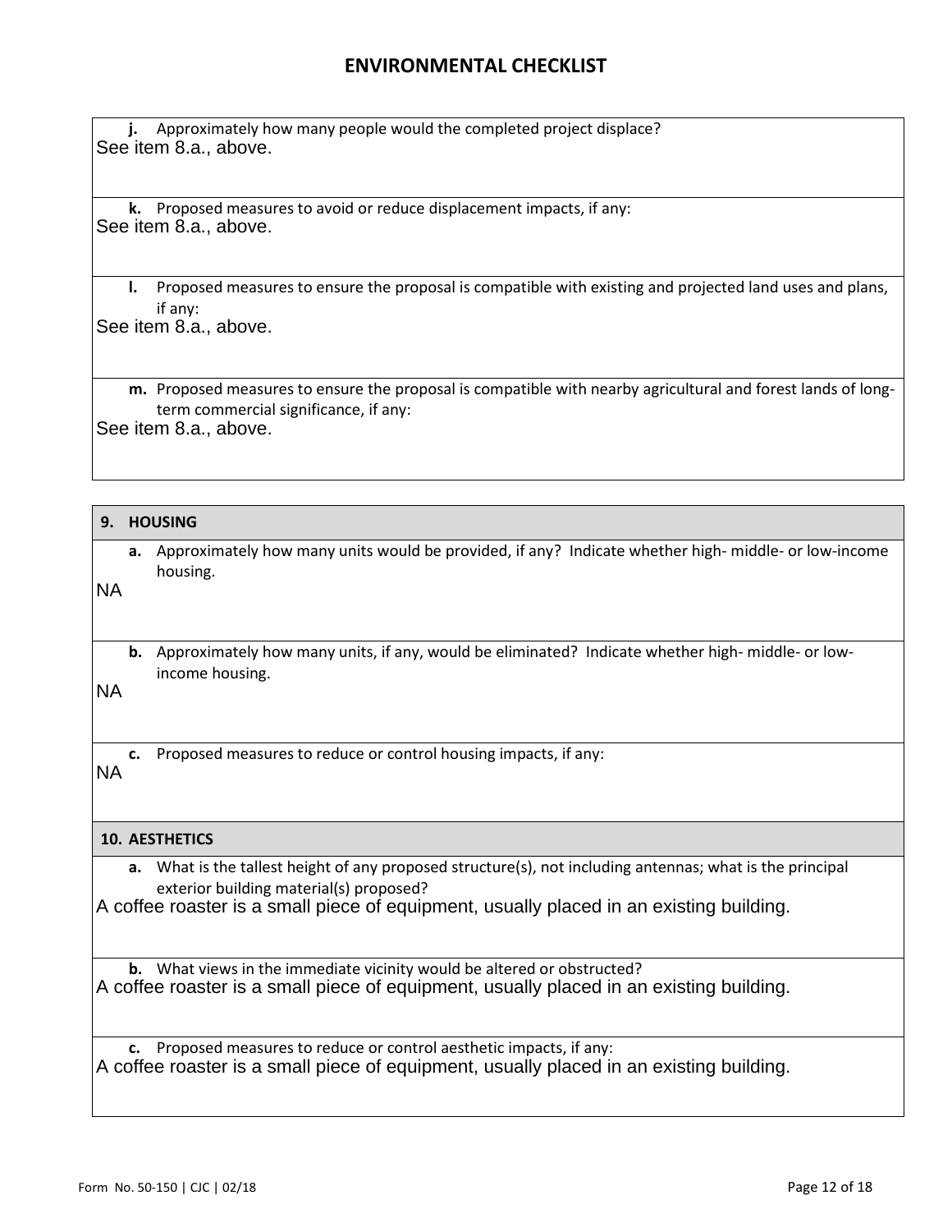## ENVIRONMENTAL CHECKLIST

**j.** Approximately how many people would the completed project displace?

See item 8.a., above.

**k.** Proposed measures to avoid or reduce displacement impacts, if any:

See item 8.a., above.

**l.** Proposed measures to ensure the proposal is compatible with existing and projected land uses and plans, if any:

See item 8.a., above.

**m.** Proposed measures to ensure the proposal is compatible with nearby agricultural and forest lands of long-term commercial significance, if any:

See item 8.a., above.

### 9. HOUSING

**a.** Approximately how many units would be provided, if any? Indicate whether high- middle- or low-income housing.

NA

**b.** Approximately how many units, if any, would be eliminated? Indicate whether high- middle- or low-income housing.

NA

**c.** Proposed measures to reduce or control housing impacts, if any:

NA

### 10. AESTHETICS

**a.** What is the tallest height of any proposed structure(s), not including antennas; what is the principal exterior building material(s) proposed?

A coffee roaster is a small piece of equipment, usually placed in an existing building.

**b.** What views in the immediate vicinity would be altered or obstructed?

A coffee roaster is a small piece of equipment, usually placed in an existing building.

**c.** Proposed measures to reduce or control aesthetic impacts, if any:

A coffee roaster is a small piece of equipment, usually placed in an existing building.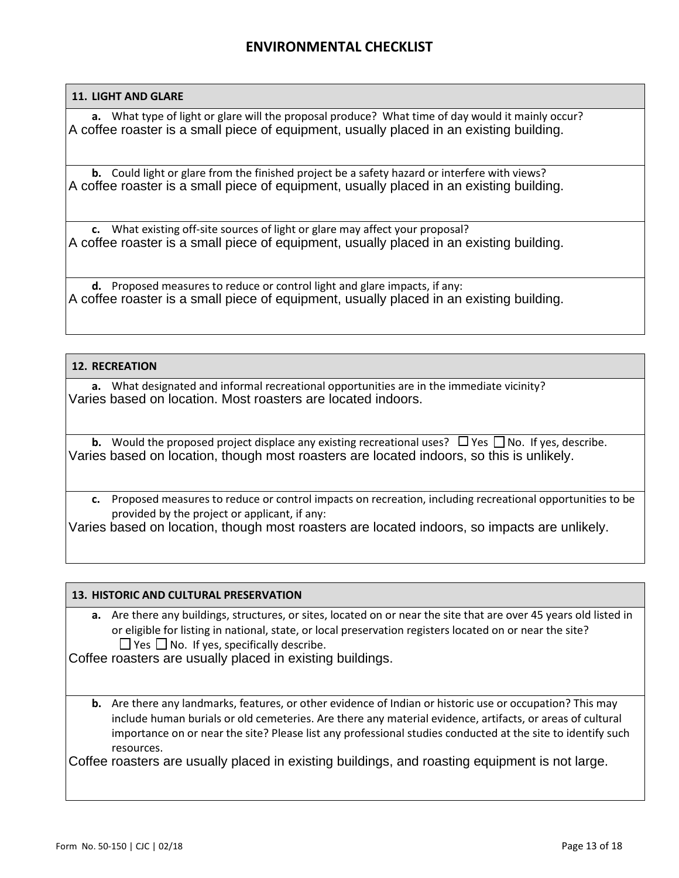# ENVIRONMENTAL CHECKLIST

### 11. LIGHT AND GLARE

**a.** What type of light or glare will the proposal produce? What time of day would it mainly occur?

A coffee roaster is a small piece of equipment, usually placed in an existing building.

**b.** Could light or glare from the finished project be a safety hazard or interfere with views?

A coffee roaster is a small piece of equipment, usually placed in an existing building.

**c.** What existing off-site sources of light or glare may affect your proposal?

A coffee roaster is a small piece of equipment, usually placed in an existing building.

**d.** Proposed measures to reduce or control light and glare impacts, if any:

A coffee roaster is a small piece of equipment, usually placed in an existing building.

### 12. RECREATION

**a.** What designated and informal recreational opportunities are in the immediate vicinity?

Varies based on location. Most roasters are located indoors.

**b.** Would the proposed project displace any existing recreational uses? ☐ Yes ☐ No. If yes, describe.

Varies based on location, though most roasters are located indoors, so this is unlikely.

**c.** Proposed measures to reduce or control impacts on recreation, including recreational opportunities to be provided by the project or applicant, if any:

Varies based on location, though most roasters are located indoors, so impacts are unlikely.

### 13. HISTORIC AND CULTURAL PRESERVATION

**a.** Are there any buildings, structures, or sites, located on or near the site that are over 45 years old listed in or eligible for listing in national, state, or local preservation registers located on or near the site? ☐ Yes ☐ No. If yes, specifically describe.

Coffee roasters are usually placed in existing buildings.

**b.** Are there any landmarks, features, or other evidence of Indian or historic use or occupation? This may include human burials or old cemeteries. Are there any material evidence, artifacts, or areas of cultural importance on or near the site? Please list any professional studies conducted at the site to identify such resources.

Coffee roasters are usually placed in existing buildings, and roasting equipment is not large.

Form No. 50-150 | CJC | 02/18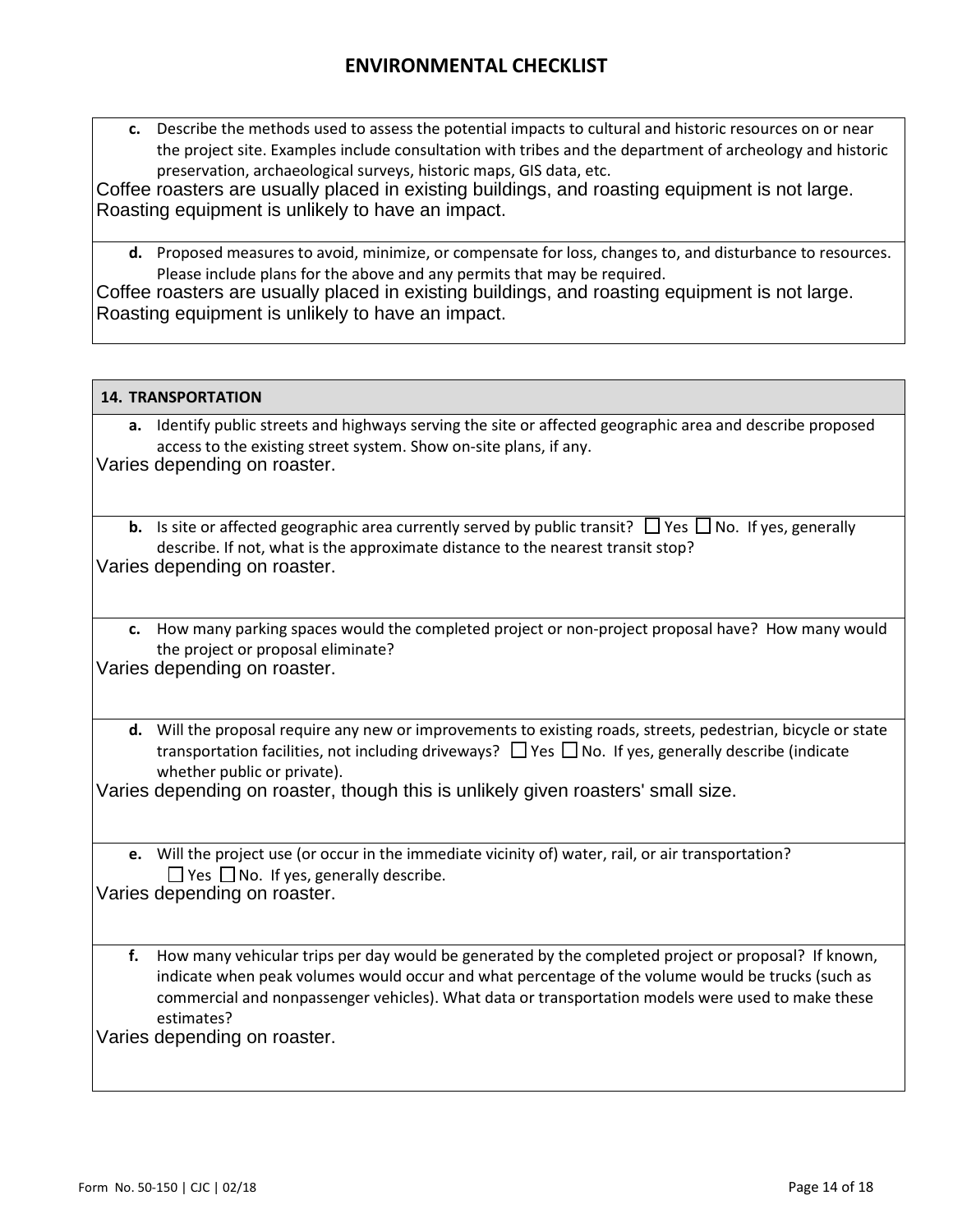# ENVIRONMENTAL CHECKLIST

**c.** Describe the methods used to assess the potential impacts to cultural and historic resources on or near the project site. Examples include consultation with tribes and the department of archeology and historic preservation, archaeological surveys, historic maps, GIS data, etc.

Coffee roasters are usually placed in existing buildings, and roasting equipment is not large. Roasting equipment is unlikely to have an impact.

**d.** Proposed measures to avoid, minimize, or compensate for loss, changes to, and disturbance to resources. Please include plans for the above and any permits that may be required.

Coffee roasters are usually placed in existing buildings, and roasting equipment is not large. Roasting equipment is unlikely to have an impact.

## 14. TRANSPORTATION

**a.** Identify public streets and highways serving the site or affected geographic area and describe proposed access to the existing street system. Show on-site plans, if any.

Varies depending on roaster.

**b.** Is site or affected geographic area currently served by public transit? ☐ Yes ☐ No. If yes, generally describe. If not, what is the approximate distance to the nearest transit stop?

Varies depending on roaster.

**c.** How many parking spaces would the completed project or non-project proposal have? How many would the project or proposal eliminate?

Varies depending on roaster.

**d.** Will the proposal require any new or improvements to existing roads, streets, pedestrian, bicycle or state transportation facilities, not including driveways? ☐ Yes ☐ No. If yes, generally describe (indicate whether public or private).

Varies depending on roaster, though this is unlikely given roasters' small size.

**e.** Will the project use (or occur in the immediate vicinity of) water, rail, or air transportation? ☐ Yes ☐ No. If yes, generally describe.

Varies depending on roaster.

**f.** How many vehicular trips per day would be generated by the completed project or proposal? If known, indicate when peak volumes would occur and what percentage of the volume would be trucks (such as commercial and nonpassenger vehicles). What data or transportation models were used to make these estimates?

Varies depending on roaster.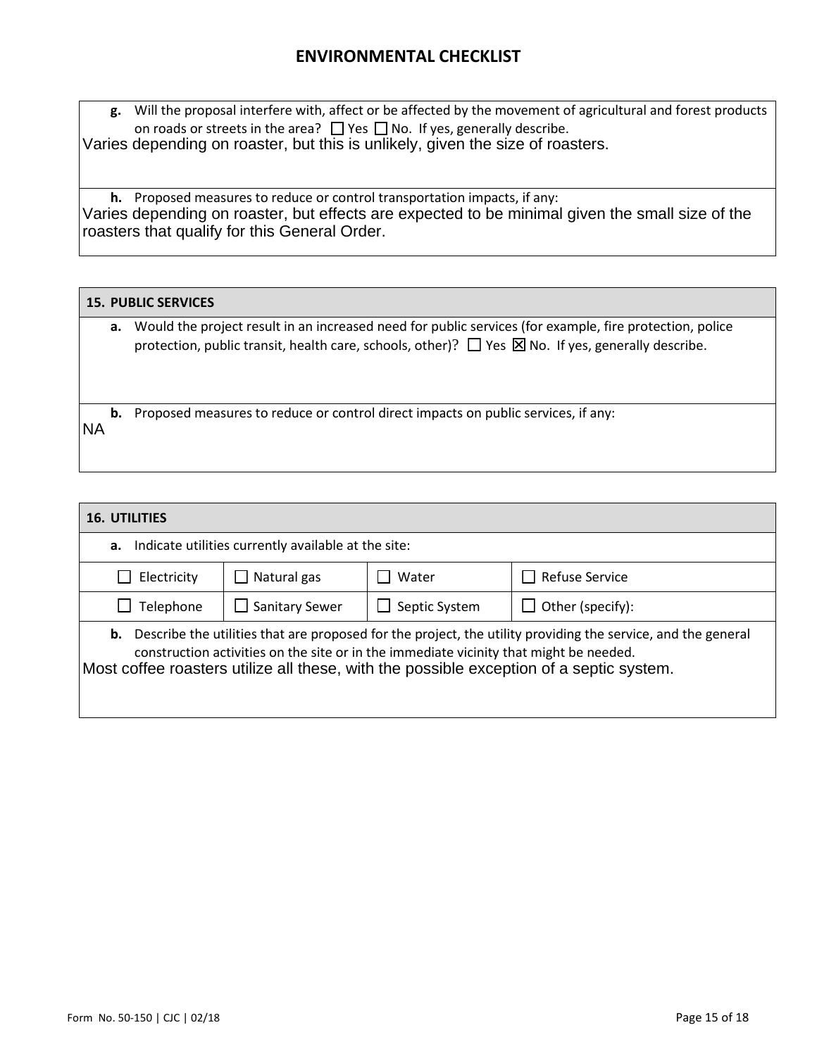## ENVIRONMENTAL CHECKLIST

**g.** Will the proposal interfere with, affect or be affected by the movement of agricultural and forest products on roads or streets in the area? ☐ Yes ☐ No. If yes, generally describe.

Varies depending on roaster, but this is unlikely, given the size of roasters.

**h.** Proposed measures to reduce or control transportation impacts, if any:

Varies depending on roaster, but effects are expected to be minimal given the small size of the roasters that qualify for this General Order.

### 15. PUBLIC SERVICES

**a.** Would the project result in an increased need for public services (for example, fire protection, police protection, public transit, health care, schools, other)? ☐ Yes ☒ No. If yes, generally describe.

**b.** Proposed measures to reduce or control direct impacts on public services, if any:

NA

### 16. UTILITIES

**a.** Indicate utilities currently available at the site:

| | | | |
|---|---|---|---|
| ☐ Electricity | ☐ Natural gas | ☐ Water | ☐ Refuse Service |
| ☐ Telephone | ☐ Sanitary Sewer | ☐ Septic System | ☐ Other (specify): |

**b.** Describe the utilities that are proposed for the project, the utility providing the service, and the general construction activities on the site or in the immediate vicinity that might be needed.

Most coffee roasters utilize all these, with the possible exception of a septic system.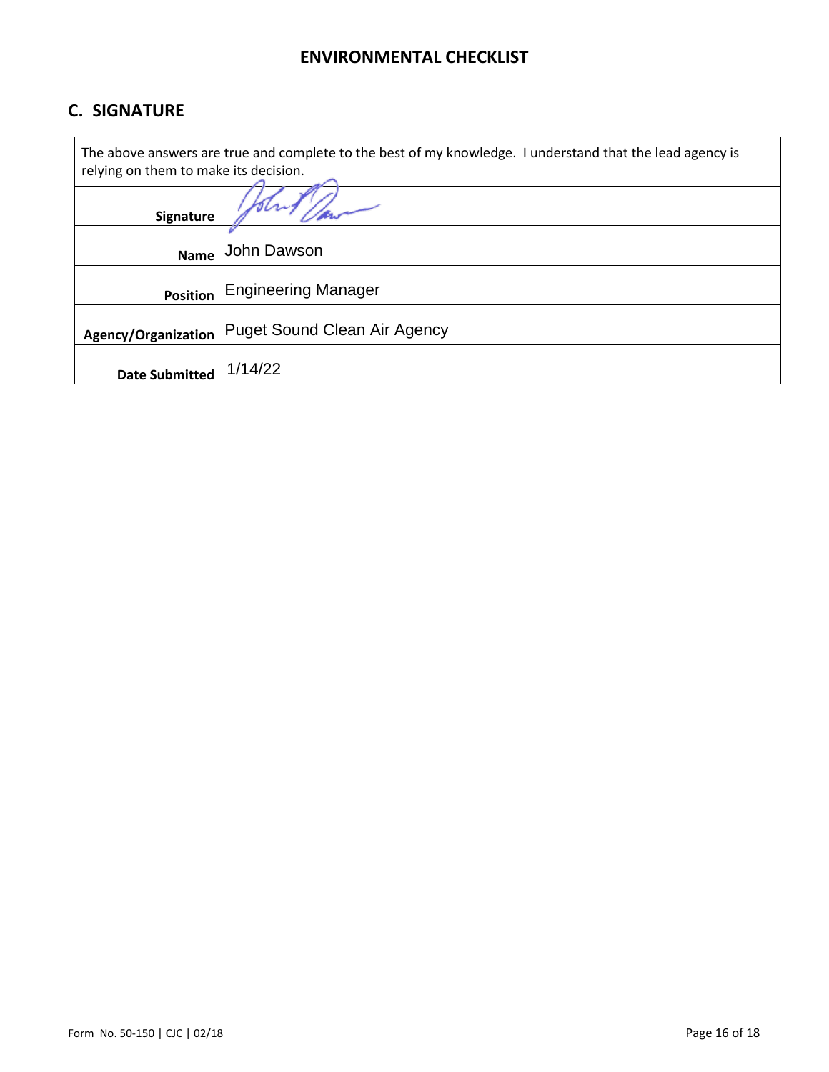## C. SIGNATURE

| The above answers are true and complete to the best of my knowledge. I understand that the lead agency is relying on them to make its decision. | |
|---|---|
| **Signature** | *(signature)* |
| **Name** | John Dawson |
| **Position** | Engineering Manager |
| **Agency/Organization** | Puget Sound Clean Air Agency |
| **Date Submitted** | 1/14/22 |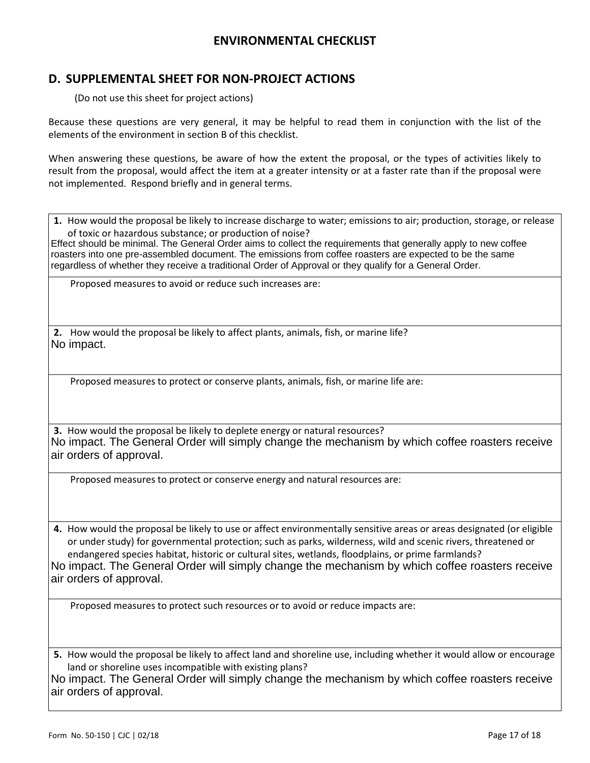## ENVIRONMENTAL CHECKLIST

## D. SUPPLEMENTAL SHEET FOR NON-PROJECT ACTIONS

(Do not use this sheet for project actions)

Because these questions are very general, it may be helpful to read them in conjunction with the list of the elements of the environment in section B of this checklist.

When answering these questions, be aware of how the extent the proposal, or the types of activities likely to result from the proposal, would affect the item at a greater intensity or at a faster rate than if the proposal were not implemented. Respond briefly and in general terms.

**1.** How would the proposal be likely to increase discharge to water; emissions to air; production, storage, or release of toxic or hazardous substance; or production of noise?

Effect should be minimal. The General Order aims to collect the requirements that generally apply to new coffee roasters into one pre-assembled document. The emissions from coffee roasters are expected to be the same regardless of whether they receive a traditional Order of Approval or they qualify for a General Order.

Proposed measures to avoid or reduce such increases are:

**2.** How would the proposal be likely to affect plants, animals, fish, or marine life?

No impact.

Proposed measures to protect or conserve plants, animals, fish, or marine life are:

**3.** How would the proposal be likely to deplete energy or natural resources?

No impact. The General Order will simply change the mechanism by which coffee roasters receive air orders of approval.

Proposed measures to protect or conserve energy and natural resources are:

**4.** How would the proposal be likely to use or affect environmentally sensitive areas or areas designated (or eligible or under study) for governmental protection; such as parks, wilderness, wild and scenic rivers, threatened or endangered species habitat, historic or cultural sites, wetlands, floodplains, or prime farmlands?

No impact. The General Order will simply change the mechanism by which coffee roasters receive air orders of approval.

Proposed measures to protect such resources or to avoid or reduce impacts are:

**5.** How would the proposal be likely to affect land and shoreline use, including whether it would allow or encourage land or shoreline uses incompatible with existing plans?

No impact. The General Order will simply change the mechanism by which coffee roasters receive air orders of approval.

Form No. 50-150 | CJC | 02/18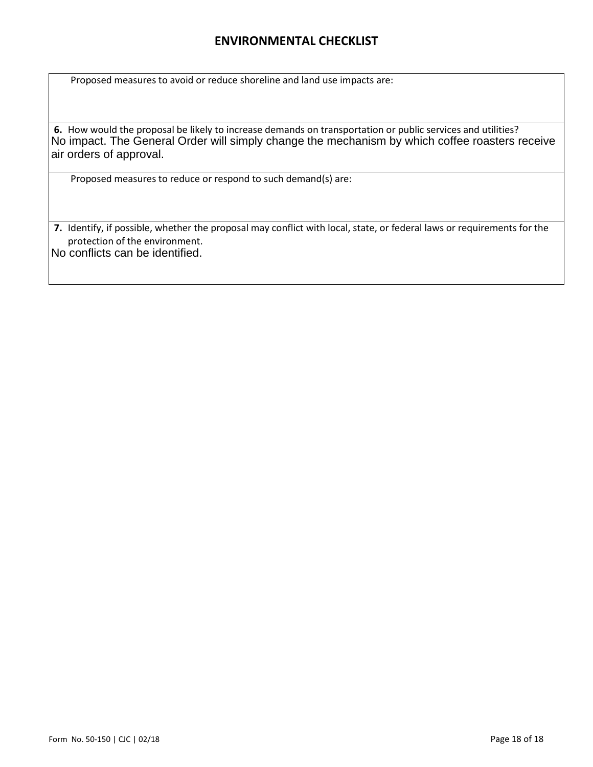## ENVIRONMENTAL CHECKLIST

Proposed measures to avoid or reduce shoreline and land use impacts are:

**6.** How would the proposal be likely to increase demands on transportation or public services and utilities?

No impact. The General Order will simply change the mechanism by which coffee roasters receive air orders of approval.

Proposed measures to reduce or respond to such demand(s) are:

**7.** Identify, if possible, whether the proposal may conflict with local, state, or federal laws or requirements for the protection of the environment.

No conflicts can be identified.